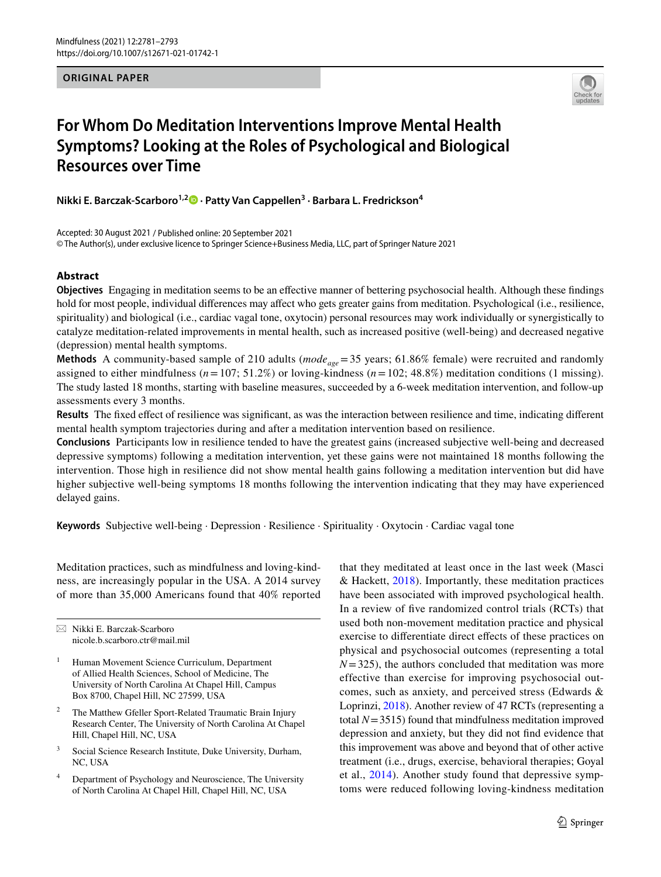ORIGINAL PAPER

# For Whom Do Meditation Interventions Improve Mental Health Symptoms? Looking at the Roles of Psychological and Biological Resources over Time

**Nikki E. Barczak-Scarboro[1,2] · Patty Van Cappellen[3] · Barbara L. Fredrickson[4]**

Accepted: 30 August 2021 / Published online: 20 September 2021
© The Author(s), under exclusive licence to Springer Science+Business Media, LLC, part of Springer Nature 2021

## Abstract

**Objectives** Engaging in meditation seems to be an effective manner of bettering psychosocial health. Although these findings hold for most people, individual differences may affect who gets greater gains from meditation. Psychological (i.e., resilience, spirituality) and biological (i.e., cardiac vagal tone, oxytocin) personal resources may work individually or synergistically to catalyze meditation-related improvements in mental health, such as increased positive (well-being) and decreased negative (depression) mental health symptoms.

**Methods** A community-based sample of 210 adults ($mode_{age} = 35$ years; 61.86% female) were recruited and randomly assigned to either mindfulness ($n = 107$; 51.2%) or loving-kindness ($n = 102$; 48.8%) meditation conditions (1 missing). The study lasted 18 months, starting with baseline measures, succeeded by a 6-week meditation intervention, and follow-up assessments every 3 months.

**Results** The fixed effect of resilience was significant, as was the interaction between resilience and time, indicating different mental health symptom trajectories during and after a meditation intervention based on resilience.

**Conclusions** Participants low in resilience tended to have the greatest gains (increased subjective well-being and decreased depressive symptoms) following a meditation intervention, yet these gains were not maintained 18 months following the intervention. Those high in resilience did not show mental health gains following a meditation intervention but did have higher subjective well-being symptoms 18 months following the intervention indicating that they may have experienced delayed gains.

**Keywords** Subjective well-being · Depression · Resilience · Spirituality · Oxytocin · Cardiac vagal tone

Meditation practices, such as mindfulness and loving-kindness, are increasingly popular in the USA. A 2014 survey of more than 35,000 Americans found that 40% reported that they meditated at least once in the last week (Masci & Hackett, 2018). Importantly, these meditation practices have been associated with improved psychological health. In a review of five randomized control trials (RCTs) that used both non-movement meditation practice and physical exercise to differentiate direct effects of these practices on physical and psychosocial outcomes (representing a total $N = 325$), the authors concluded that meditation was more effective than exercise for improving psychosocial outcomes, such as anxiety, and perceived stress (Edwards & Loprinzi, 2018). Another review of 47 RCTs (representing a total $N = 3515$) found that mindfulness meditation improved depression and anxiety, but they did not find evidence that this improvement was above and beyond that of other active treatment (i.e., drugs, exercise, behavioral therapies; Goyal et al., 2014). Another study found that depressive symptoms were reduced following loving-kindness meditation

---

✉ Nikki E. Barczak-Scarboro
nicole.b.scarboro.ctr@mail.mil

[1] Human Movement Science Curriculum, Department of Allied Health Sciences, School of Medicine, The University of North Carolina At Chapel Hill, Campus Box 8700, Chapel Hill, NC 27599, USA

[2] The Matthew Gfeller Sport-Related Traumatic Brain Injury Research Center, The University of North Carolina At Chapel Hill, Chapel Hill, NC, USA

[3] Social Science Research Institute, Duke University, Durham, NC, USA

[4] Department of Psychology and Neuroscience, The University of North Carolina At Chapel Hill, Chapel Hill, NC, USA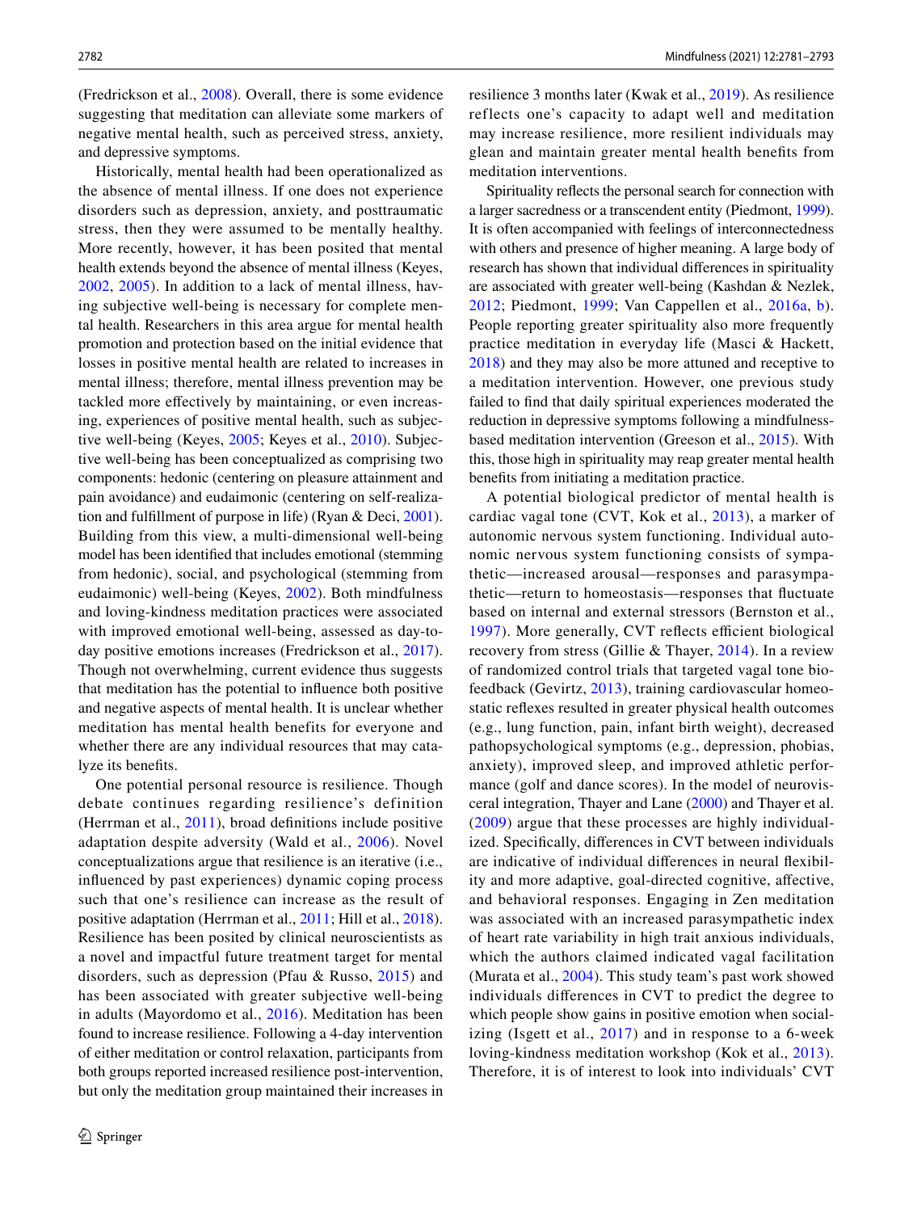(Fredrickson et al., 2008). Overall, there is some evidence suggesting that meditation can alleviate some markers of negative mental health, such as perceived stress, anxiety, and depressive symptoms.

Historically, mental health had been operationalized as the absence of mental illness. If one does not experience disorders such as depression, anxiety, and posttraumatic stress, then they were assumed to be mentally healthy. More recently, however, it has been posited that mental health extends beyond the absence of mental illness (Keyes, 2002, 2005). In addition to a lack of mental illness, having subjective well-being is necessary for complete mental health. Researchers in this area argue for mental health promotion and protection based on the initial evidence that losses in positive mental health are related to increases in mental illness; therefore, mental illness prevention may be tackled more effectively by maintaining, or even increasing, experiences of positive mental health, such as subjective well-being (Keyes, 2005; Keyes et al., 2010). Subjective well-being has been conceptualized as comprising two components: hedonic (centering on pleasure attainment and pain avoidance) and eudaimonic (centering on self-realization and fulfillment of purpose in life) (Ryan & Deci, 2001). Building from this view, a multi-dimensional well-being model has been identified that includes emotional (stemming from hedonic), social, and psychological (stemming from eudaimonic) well-being (Keyes, 2002). Both mindfulness and loving-kindness meditation practices were associated with improved emotional well-being, assessed as day-to-day positive emotions increases (Fredrickson et al., 2017). Though not overwhelming, current evidence thus suggests that meditation has the potential to influence both positive and negative aspects of mental health. It is unclear whether meditation has mental health benefits for everyone and whether there are any individual resources that may catalyze its benefits.

One potential personal resource is resilience. Though debate continues regarding resilience's definition (Herrman et al., 2011), broad definitions include positive adaptation despite adversity (Wald et al., 2006). Novel conceptualizations argue that resilience is an iterative (i.e., influenced by past experiences) dynamic coping process such that one's resilience can increase as the result of positive adaptation (Herrman et al., 2011; Hill et al., 2018). Resilience has been posited by clinical neuroscientists as a novel and impactful future treatment target for mental disorders, such as depression (Pfau & Russo, 2015) and has been associated with greater subjective well-being in adults (Mayordomo et al., 2016). Meditation has been found to increase resilience. Following a 4-day intervention of either meditation or control relaxation, participants from both groups reported increased resilience post-intervention, but only the meditation group maintained their increases in resilience 3 months later (Kwak et al., 2019). As resilience reflects one's capacity to adapt well and meditation may increase resilience, more resilient individuals may glean and maintain greater mental health benefits from meditation interventions.

Spirituality reflects the personal search for connection with a larger sacredness or a transcendent entity (Piedmont, 1999). It is often accompanied with feelings of interconnectedness with others and presence of higher meaning. A large body of research has shown that individual differences in spirituality are associated with greater well-being (Kashdan & Nezlek, 2012; Piedmont, 1999; Van Cappellen et al., 2016a, b). People reporting greater spirituality also more frequently practice meditation in everyday life (Masci & Hackett, 2018) and they may also be more attuned and receptive to a meditation intervention. However, one previous study failed to find that daily spiritual experiences moderated the reduction in depressive symptoms following a mindfulness-based meditation intervention (Greeson et al., 2015). With this, those high in spirituality may reap greater mental health benefits from initiating a meditation practice.

A potential biological predictor of mental health is cardiac vagal tone (CVT, Kok et al., 2013), a marker of autonomic nervous system functioning. Individual autonomic nervous system functioning consists of sympathetic—increased arousal—responses and parasympathetic—return to homeostasis—responses that fluctuate based on internal and external stressors (Bernston et al., 1997). More generally, CVT reflects efficient biological recovery from stress (Gillie & Thayer, 2014). In a review of randomized control trials that targeted vagal tone biofeedback (Gevirtz, 2013), training cardiovascular homeostatic reflexes resulted in greater physical health outcomes (e.g., lung function, pain, infant birth weight), decreased pathopsychological symptoms (e.g., depression, phobias, anxiety), improved sleep, and improved athletic performance (golf and dance scores). In the model of neurovisceral integration, Thayer and Lane (2000) and Thayer et al. (2009) argue that these processes are highly individualized. Specifically, differences in CVT between individuals are indicative of individual differences in neural flexibility and more adaptive, goal-directed cognitive, affective, and behavioral responses. Engaging in Zen meditation was associated with an increased parasympathetic index of heart rate variability in high trait anxious individuals, which the authors claimed indicated vagal facilitation (Murata et al., 2004). This study team's past work showed individuals differences in CVT to predict the degree to which people show gains in positive emotion when socializing (Isgett et al., 2017) and in response to a 6-week loving-kindness meditation workshop (Kok et al., 2013). Therefore, it is of interest to look into individuals' CVT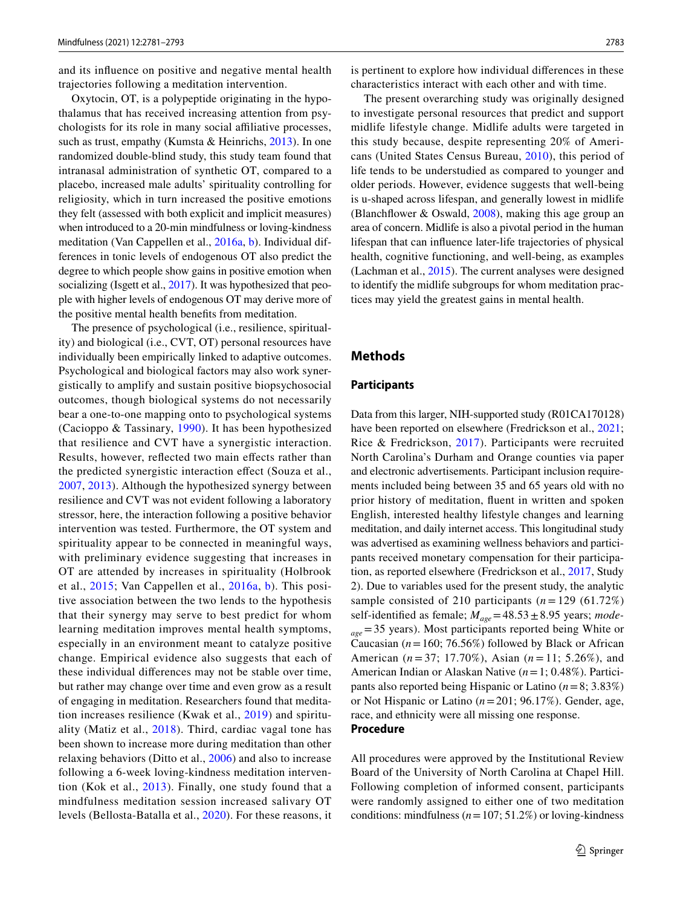and its influence on positive and negative mental health trajectories following a meditation intervention.

Oxytocin, OT, is a polypeptide originating in the hypothalamus that has received increasing attention from psychologists for its role in many social affiliative processes, such as trust, empathy (Kumsta & Heinrichs, 2013). In one randomized double-blind study, this study team found that intranasal administration of synthetic OT, compared to a placebo, increased male adults' spirituality controlling for religiosity, which in turn increased the positive emotions they felt (assessed with both explicit and implicit measures) when introduced to a 20-min mindfulness or loving-kindness meditation (Van Cappellen et al., 2016a, b). Individual differences in tonic levels of endogenous OT also predict the degree to which people show gains in positive emotion when socializing (Isgett et al., 2017). It was hypothesized that people with higher levels of endogenous OT may derive more of the positive mental health benefits from meditation.

The presence of psychological (i.e., resilience, spirituality) and biological (i.e., CVT, OT) personal resources have individually been empirically linked to adaptive outcomes. Psychological and biological factors may also work synergistically to amplify and sustain positive biopsychosocial outcomes, though biological systems do not necessarily bear a one-to-one mapping onto to psychological systems (Cacioppo & Tassinary, 1990). It has been hypothesized that resilience and CVT have a synergistic interaction. Results, however, reflected two main effects rather than the predicted synergistic interaction effect (Souza et al., 2007, 2013). Although the hypothesized synergy between resilience and CVT was not evident following a laboratory stressor, here, the interaction following a positive behavior intervention was tested. Furthermore, the OT system and spirituality appear to be connected in meaningful ways, with preliminary evidence suggesting that increases in OT are attended by increases in spirituality (Holbrook et al., 2015; Van Cappellen et al., 2016a, b). This positive association between the two lends to the hypothesis that their synergy may serve to best predict for whom learning meditation improves mental health symptoms, especially in an environment meant to catalyze positive change. Empirical evidence also suggests that each of these individual differences may not be stable over time, but rather may change over time and even grow as a result of engaging in meditation. Researchers found that meditation increases resilience (Kwak et al., 2019) and spirituality (Matiz et al., 2018). Third, cardiac vagal tone has been shown to increase more during meditation than other relaxing behaviors (Ditto et al., 2006) and also to increase following a 6-week loving-kindness meditation intervention (Kok et al., 2013). Finally, one study found that a mindfulness meditation session increased salivary OT levels (Bellosta-Batalla et al., 2020). For these reasons, it is pertinent to explore how individual differences in these characteristics interact with each other and with time.

The present overarching study was originally designed to investigate personal resources that predict and support midlife lifestyle change. Midlife adults were targeted in this study because, despite representing 20% of Americans (United States Census Bureau, 2010), this period of life tends to be understudied as compared to younger and older periods. However, evidence suggests that well-being is u-shaped across lifespan, and generally lowest in midlife (Blanchflower & Oswald, 2008), making this age group an area of concern. Midlife is also a pivotal period in the human lifespan that can influence later-life trajectories of physical health, cognitive functioning, and well-being, as examples (Lachman et al., 2015). The current analyses were designed to identify the midlife subgroups for whom meditation practices may yield the greatest gains in mental health.

## Methods

### Participants

Data from this larger, NIH-supported study (R01CA170128) have been reported on elsewhere (Fredrickson et al., 2021; Rice & Fredrickson, 2017). Participants were recruited North Carolina's Durham and Orange counties via paper and electronic advertisements. Participant inclusion requirements included being between 35 and 65 years old with no prior history of meditation, fluent in written and spoken English, interested healthy lifestyle changes and learning meditation, and daily internet access. This longitudinal study was advertised as examining wellness behaviors and participants received monetary compensation for their participation, as reported elsewhere (Fredrickson et al., 2017, Study 2). Due to variables used for the present study, the analytic sample consisted of 210 participants ($n = 129$ (61.72%) self-identified as female; $M_{age} = 48.53 \pm 8.95$ years; $mode_{age} = 35$ years). Most participants reported being White or Caucasian ($n = 160$; 76.56%) followed by Black or African American ($n = 37$; 17.70%), Asian ($n = 11$; 5.26%), and American Indian or Alaskan Native ($n = 1$; 0.48%). Participants also reported being Hispanic or Latino ($n = 8$; 3.83%) or Not Hispanic or Latino ($n = 201$; 96.17%). Gender, age, race, and ethnicity were all missing one response.

### Procedure

All procedures were approved by the Institutional Review Board of the University of North Carolina at Chapel Hill. Following completion of informed consent, participants were randomly assigned to either one of two meditation conditions: mindfulness ($n = 107$; 51.2%) or loving-kindness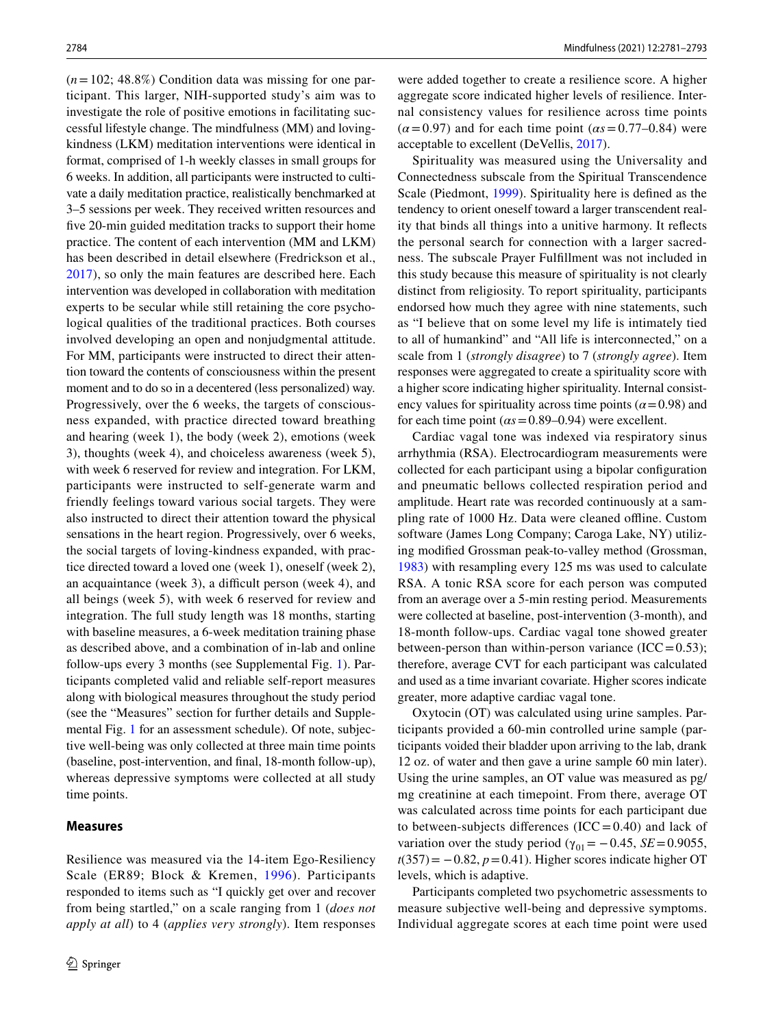($n = 102$; 48.8%) Condition data was missing for one participant. This larger, NIH-supported study's aim was to investigate the role of positive emotions in facilitating successful lifestyle change. The mindfulness (MM) and loving-kindness (LKM) meditation interventions were identical in format, comprised of 1-h weekly classes in small groups for 6 weeks. In addition, all participants were instructed to cultivate a daily meditation practice, realistically benchmarked at 3–5 sessions per week. They received written resources and five 20-min guided meditation tracks to support their home practice. The content of each intervention (MM and LKM) has been described in detail elsewhere (Fredrickson et al., 2017), so only the main features are described here. Each intervention was developed in collaboration with meditation experts to be secular while still retaining the core psychological qualities of the traditional practices. Both courses involved developing an open and nonjudgmental attitude. For MM, participants were instructed to direct their attention toward the contents of consciousness within the present moment and to do so in a decentered (less personalized) way. Progressively, over the 6 weeks, the targets of consciousness expanded, with practice directed toward breathing and hearing (week 1), the body (week 2), emotions (week 3), thoughts (week 4), and choiceless awareness (week 5), with week 6 reserved for review and integration. For LKM, participants were instructed to self-generate warm and friendly feelings toward various social targets. They were also instructed to direct their attention toward the physical sensations in the heart region. Progressively, over 6 weeks, the social targets of loving-kindness expanded, with practice directed toward a loved one (week 1), oneself (week 2), an acquaintance (week 3), a difficult person (week 4), and all beings (week 5), with week 6 reserved for review and integration. The full study length was 18 months, starting with baseline measures, a 6-week meditation training phase as described above, and a combination of in-lab and online follow-ups every 3 months (see Supplemental Fig. 1). Participants completed valid and reliable self-report measures along with biological measures throughout the study period (see the "Measures" section for further details and Supplemental Fig. 1 for an assessment schedule). Of note, subjective well-being was only collected at three main time points (baseline, post-intervention, and final, 18-month follow-up), whereas depressive symptoms were collected at all study time points.

## Measures

Resilience was measured via the 14-item Ego-Resiliency Scale (ER89; Block & Kremen, 1996). Participants responded to items such as "I quickly get over and recover from being startled," on a scale ranging from 1 (*does not apply at all*) to 4 (*applies very strongly*). Item responses were added together to create a resilience score. A higher aggregate score indicated higher levels of resilience. Internal consistency values for resilience across time points ($\alpha = 0.97$) and for each time point ($\alpha s = 0.77–0.84$) were acceptable to excellent (DeVellis, 2017).

Spirituality was measured using the Universality and Connectedness subscale from the Spiritual Transcendence Scale (Piedmont, 1999). Spirituality here is defined as the tendency to orient oneself toward a larger transcendent reality that binds all things into a unitive harmony. It reflects the personal search for connection with a larger sacredness. The subscale Prayer Fulfillment was not included in this study because this measure of spirituality is not clearly distinct from religiosity. To report spirituality, participants endorsed how much they agree with nine statements, such as "I believe that on some level my life is intimately tied to all of humankind" and "All life is interconnected," on a scale from 1 (*strongly disagree*) to 7 (*strongly agree*). Item responses were aggregated to create a spirituality score with a higher score indicating higher spirituality. Internal consistency values for spirituality across time points ($\alpha = 0.98$) and for each time point ($\alpha s = 0.89–0.94$) were excellent.

Cardiac vagal tone was indexed via respiratory sinus arrhythmia (RSA). Electrocardiogram measurements were collected for each participant using a bipolar configuration and pneumatic bellows collected respiration period and amplitude. Heart rate was recorded continuously at a sampling rate of 1000 Hz. Data were cleaned offline. Custom software (James Long Company; Caroga Lake, NY) utilizing modified Grossman peak-to-valley method (Grossman, 1983) with resampling every 125 ms was used to calculate RSA. A tonic RSA score for each person was computed from an average over a 5-min resting period. Measurements were collected at baseline, post-intervention (3-month), and 18-month follow-ups. Cardiac vagal tone showed greater between-person than within-person variance (ICC = 0.53); therefore, average CVT for each participant was calculated and used as a time invariant covariate. Higher scores indicate greater, more adaptive cardiac vagal tone.

Oxytocin (OT) was calculated using urine samples. Participants provided a 60-min controlled urine sample (participants voided their bladder upon arriving to the lab, drank 12 oz. of water and then gave a urine sample 60 min later). Using the urine samples, an OT value was measured as pg/mg creatinine at each timepoint. From there, average OT was calculated across time points for each participant due to between-subjects differences (ICC = 0.40) and lack of variation over the study period ($\gamma_{01} = -0.45$, $SE = 0.9055$, $t(357) = -0.82$, $p = 0.41$). Higher scores indicate higher OT levels, which is adaptive.

Participants completed two psychometric assessments to measure subjective well-being and depressive symptoms. Individual aggregate scores at each time point were used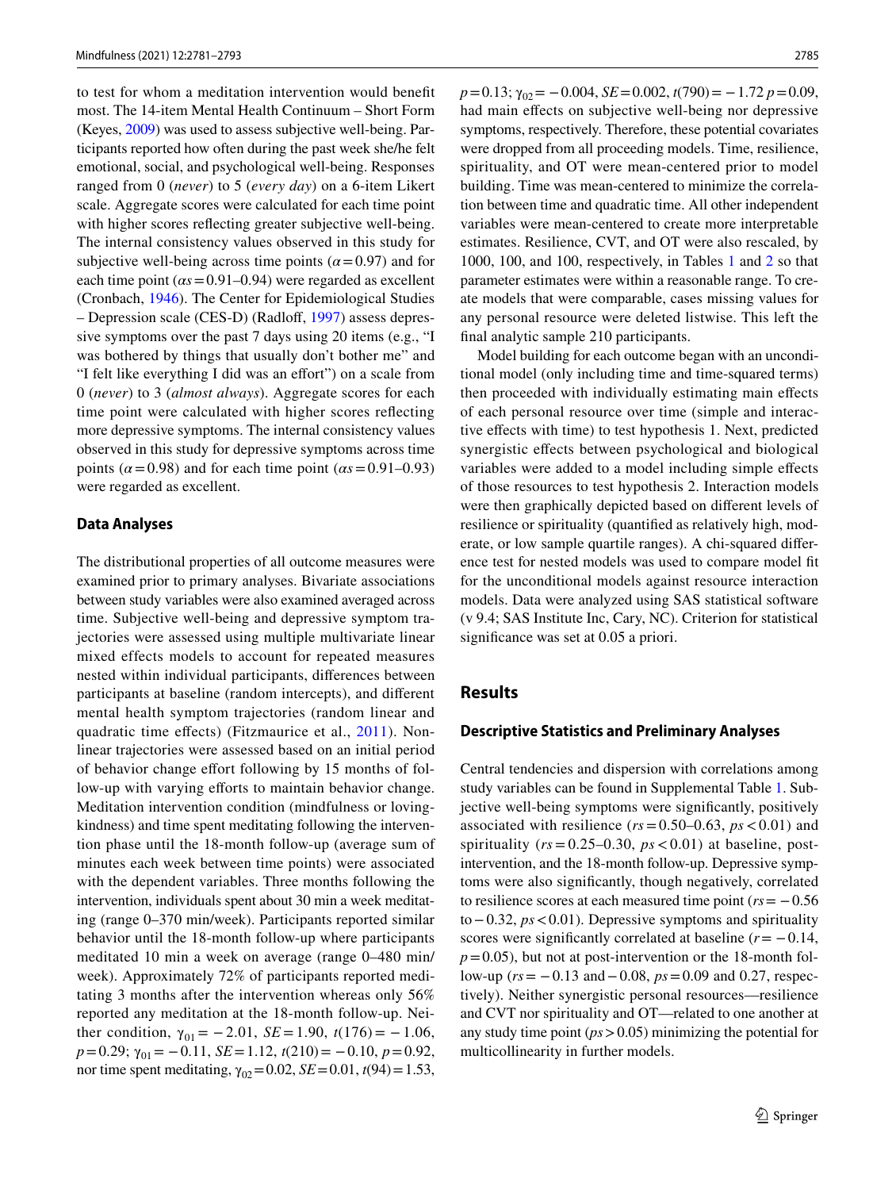to test for whom a meditation intervention would benefit most. The 14-item Mental Health Continuum – Short Form (Keyes, 2009) was used to assess subjective well-being. Participants reported how often during the past week she/he felt emotional, social, and psychological well-being. Responses ranged from 0 (*never*) to 5 (*every day*) on a 6-item Likert scale. Aggregate scores were calculated for each time point with higher scores reflecting greater subjective well-being. The internal consistency values observed in this study for subjective well-being across time points ($\alpha = 0.97$) and for each time point ($\alpha s = 0.91$–$0.94$) were regarded as excellent (Cronbach, 1946). The Center for Epidemiological Studies – Depression scale (CES-D) (Radloff, 1997) assess depressive symptoms over the past 7 days using 20 items (e.g., "I was bothered by things that usually don't bother me" and "I felt like everything I did was an effort") on a scale from 0 (*never*) to 3 (*almost always*). Aggregate scores for each time point were calculated with higher scores reflecting more depressive symptoms. The internal consistency values observed in this study for depressive symptoms across time points ($\alpha = 0.98$) and for each time point ($\alpha s = 0.91$–$0.93$) were regarded as excellent.

### Data Analyses

The distributional properties of all outcome measures were examined prior to primary analyses. Bivariate associations between study variables were also examined averaged across time. Subjective well-being and depressive symptom trajectories were assessed using multiple multivariate linear mixed effects models to account for repeated measures nested within individual participants, differences between participants at baseline (random intercepts), and different mental health symptom trajectories (random linear and quadratic time effects) (Fitzmaurice et al., 2011). Nonlinear trajectories were assessed based on an initial period of behavior change effort following by 15 months of follow-up with varying efforts to maintain behavior change. Meditation intervention condition (mindfulness or loving-kindness) and time spent meditating following the intervention phase until the 18-month follow-up (average sum of minutes each week between time points) were associated with the dependent variables. Three months following the intervention, individuals spent about 30 min a week meditating (range 0–370 min/week). Participants reported similar behavior until the 18-month follow-up where participants meditated 10 min a week on average (range 0–480 min/week). Approximately 72% of participants reported meditating 3 months after the intervention whereas only 56% reported any meditation at the 18-month follow-up. Neither condition, $\gamma_{01} = -2.01$, $SE = 1.90$, $t(176) = -1.06$, $p = 0.29$; $\gamma_{01} = -0.11$, $SE = 1.12$, $t(210) = -0.10$, $p = 0.92$, nor time spent meditating, $\gamma_{02} = 0.02$, $SE = 0.01$, $t(94) = 1.53$, $p = 0.13$; $\gamma_{02} = -0.004$, $SE = 0.002$, $t(790) = -1.72$ $p = 0.09$, had main effects on subjective well-being nor depressive symptoms, respectively. Therefore, these potential covariates were dropped from all proceeding models. Time, resilience, spirituality, and OT were mean-centered prior to model building. Time was mean-centered to minimize the correlation between time and quadratic time. All other independent variables were mean-centered to create more interpretable estimates. Resilience, CVT, and OT were also rescaled, by 1000, 100, and 100, respectively, in Tables 1 and 2 so that parameter estimates were within a reasonable range. To create models that were comparable, cases missing values for any personal resource were deleted listwise. This left the final analytic sample 210 participants.

Model building for each outcome began with an unconditional model (only including time and time-squared terms) then proceeded with individually estimating main effects of each personal resource over time (simple and interactive effects with time) to test hypothesis 1. Next, predicted synergistic effects between psychological and biological variables were added to a model including simple effects of those resources to test hypothesis 2. Interaction models were then graphically depicted based on different levels of resilience or spirituality (quantified as relatively high, moderate, or low sample quartile ranges). A chi-squared difference test for nested models was used to compare model fit for the unconditional models against resource interaction models. Data were analyzed using SAS statistical software (v 9.4; SAS Institute Inc, Cary, NC). Criterion for statistical significance was set at 0.05 a priori.

## Results

### Descriptive Statistics and Preliminary Analyses

Central tendencies and dispersion with correlations among study variables can be found in Supplemental Table 1. Subjective well-being symptoms were significantly, positively associated with resilience ($rs = 0.50$–$0.63$, $ps < 0.01$) and spirituality ($rs = 0.25$–$0.30$, $ps < 0.01$) at baseline, post-intervention, and the 18-month follow-up. Depressive symptoms were also significantly, though negatively, correlated to resilience scores at each measured time point ($rs = -0.56$ to $-0.32$, $ps < 0.01$). Depressive symptoms and spirituality scores were significantly correlated at baseline ($r = -0.14$, $p = 0.05$), but not at post-intervention or the 18-month follow-up ($rs = -0.13$ and $-0.08$, $ps = 0.09$ and $0.27$, respectively). Neither synergistic personal resources—resilience and CVT nor spirituality and OT—related to one another at any study time point ($ps > 0.05$) minimizing the potential for multicollinearity in further models.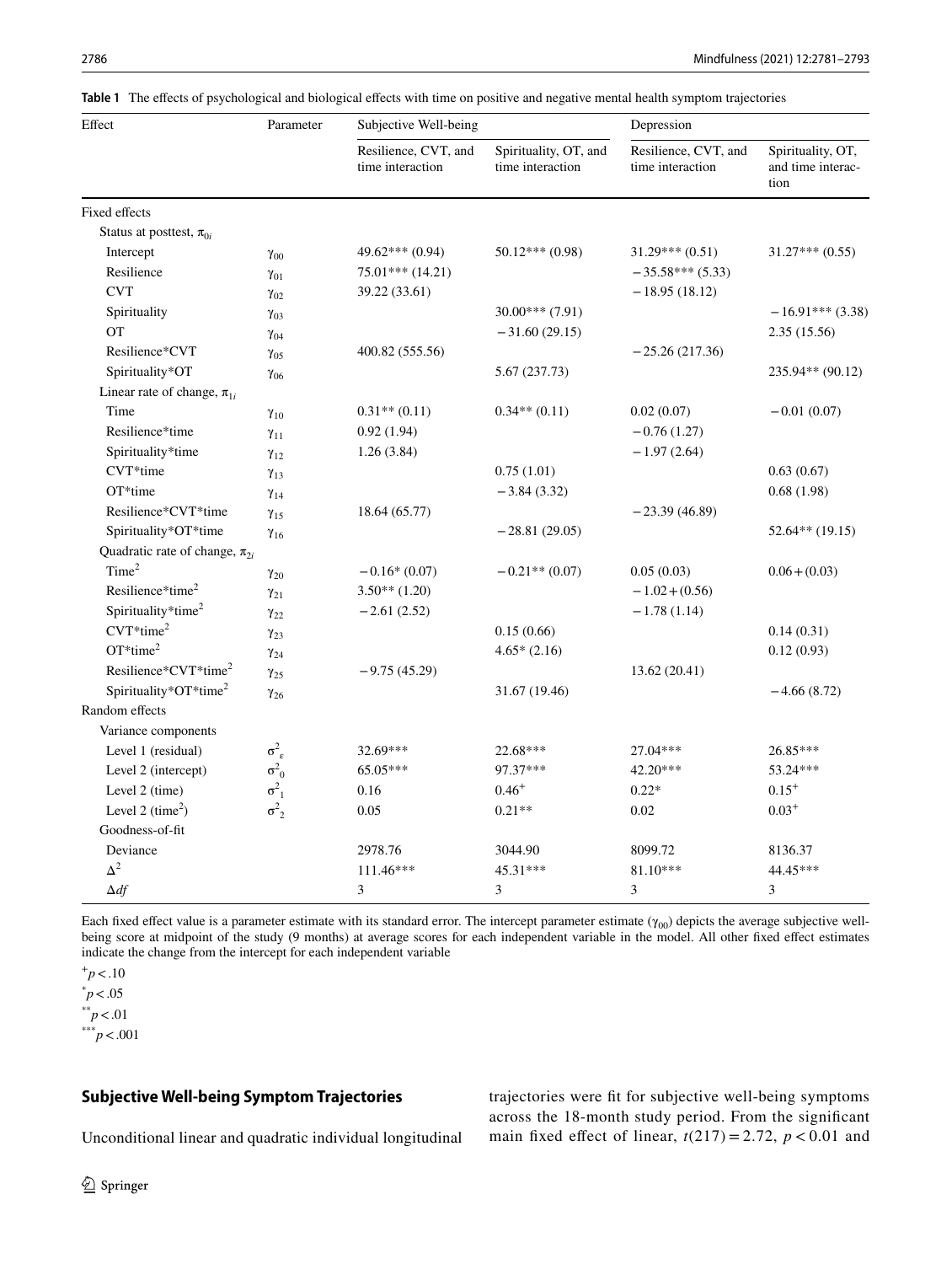**Table 1** The effects of psychological and biological effects with time on positive and negative mental health symptom trajectories

| Effect | Parameter | Subjective Well-being | | Depression | |
|---|---|---|---|---|---|
| | | Resilience, CVT, and time interaction | Spirituality, OT, and time interaction | Resilience, CVT, and time interaction | Spirituality, OT, and time interaction |
| Fixed effects | | | | | |
| Status at posttest, $\pi_{0i}$ | | | | | |
| Intercept | $\gamma_{00}$ | 49.62*** (0.94) | 50.12*** (0.98) | 31.29*** (0.51) | 31.27*** (0.55) |
| Resilience | $\gamma_{01}$ | 75.01*** (14.21) | | −35.58*** (5.33) | |
| CVT | $\gamma_{02}$ | 39.22 (33.61) | | −18.95 (18.12) | |
| Spirituality | $\gamma_{03}$ | | 30.00*** (7.91) | | −16.91*** (3.38) |
| OT | $\gamma_{04}$ | | −31.60 (29.15) | | 2.35 (15.56) |
| Resilience*CVT | $\gamma_{05}$ | 400.82 (555.56) | | −25.26 (217.36) | |
| Spirituality*OT | $\gamma_{06}$ | | 5.67 (237.73) | | 235.94** (90.12) |
| Linear rate of change, $\pi_{1i}$ | | | | | |
| Time | $\gamma_{10}$ | 0.31** (0.11) | 0.34** (0.11) | 0.02 (0.07) | −0.01 (0.07) |
| Resilience*time | $\gamma_{11}$ | 0.92 (1.94) | | −0.76 (1.27) | |
| Spirituality*time | $\gamma_{12}$ | 1.26 (3.84) | | −1.97 (2.64) | |
| CVT*time | $\gamma_{13}$ | | 0.75 (1.01) | | 0.63 (0.67) |
| OT*time | $\gamma_{14}$ | | −3.84 (3.32) | | 0.68 (1.98) |
| Resilience*CVT*time | $\gamma_{15}$ | 18.64 (65.77) | | −23.39 (46.89) | |
| Spirituality*OT*time | $\gamma_{16}$ | | −28.81 (29.05) | | 52.64** (19.15) |
| Quadratic rate of change, $\pi_{2i}$ | | | | | |
| Time$^2$ | $\gamma_{20}$ | −0.16* (0.07) | −0.21** (0.07) | 0.05 (0.03) | 0.06+ (0.03) |
| Resilience*time$^2$ | $\gamma_{21}$ | 3.50** (1.20) | | −1.02+ (0.56) | |
| Spirituality*time$^2$ | $\gamma_{22}$ | −2.61 (2.52) | | −1.78 (1.14) | |
| CVT*time$^2$ | $\gamma_{23}$ | | 0.15 (0.66) | | 0.14 (0.31) |
| OT*time$^2$ | $\gamma_{24}$ | | 4.65* (2.16) | | 0.12 (0.93) |
| Resilience*CVT*time$^2$ | $\gamma_{25}$ | −9.75 (45.29) | | 13.62 (20.41) | |
| Spirituality*OT*time$^2$ | $\gamma_{26}$ | | 31.67 (19.46) | | −4.66 (8.72) |
| Random effects | | | | | |
| Variance components | | | | | |
| Level 1 (residual) | $\sigma^2_{\varepsilon}$ | 32.69*** | 22.68*** | 27.04*** | 26.85*** |
| Level 2 (intercept) | $\sigma^2_0$ | 65.05*** | 97.37*** | 42.20*** | 53.24*** |
| Level 2 (time) | $\sigma^2_1$ | 0.16 | 0.46+ | 0.22* | 0.15+ |
| Level 2 (time$^2$) | $\sigma^2_2$ | 0.05 | 0.21** | 0.02 | 0.03+ |
| Goodness-of-fit | | | | | |
| Deviance | | 2978.76 | 3044.90 | 8099.72 | 8136.37 |
| $\Delta^2$ | | 111.46*** | 45.31*** | 81.10*** | 44.45*** |
| $\Delta df$ | | 3 | 3 | 3 | 3 |

Each fixed effect value is a parameter estimate with its standard error. The intercept parameter estimate ($\gamma_{00}$) depicts the average subjective well-being score at midpoint of the study (9 months) at average scores for each independent variable in the model. All other fixed effect estimates indicate the change from the intercept for each independent variable

+$p < .10$

*$p < .05$

**$p < .01$

***$p < .001$

## Subjective Well-being Symptom Trajectories

Unconditional linear and quadratic individual longitudinal trajectories were fit for subjective well-being symptoms across the 18-month study period. From the significant main fixed effect of linear, $t(217) = 2.72$, $p < 0.01$ and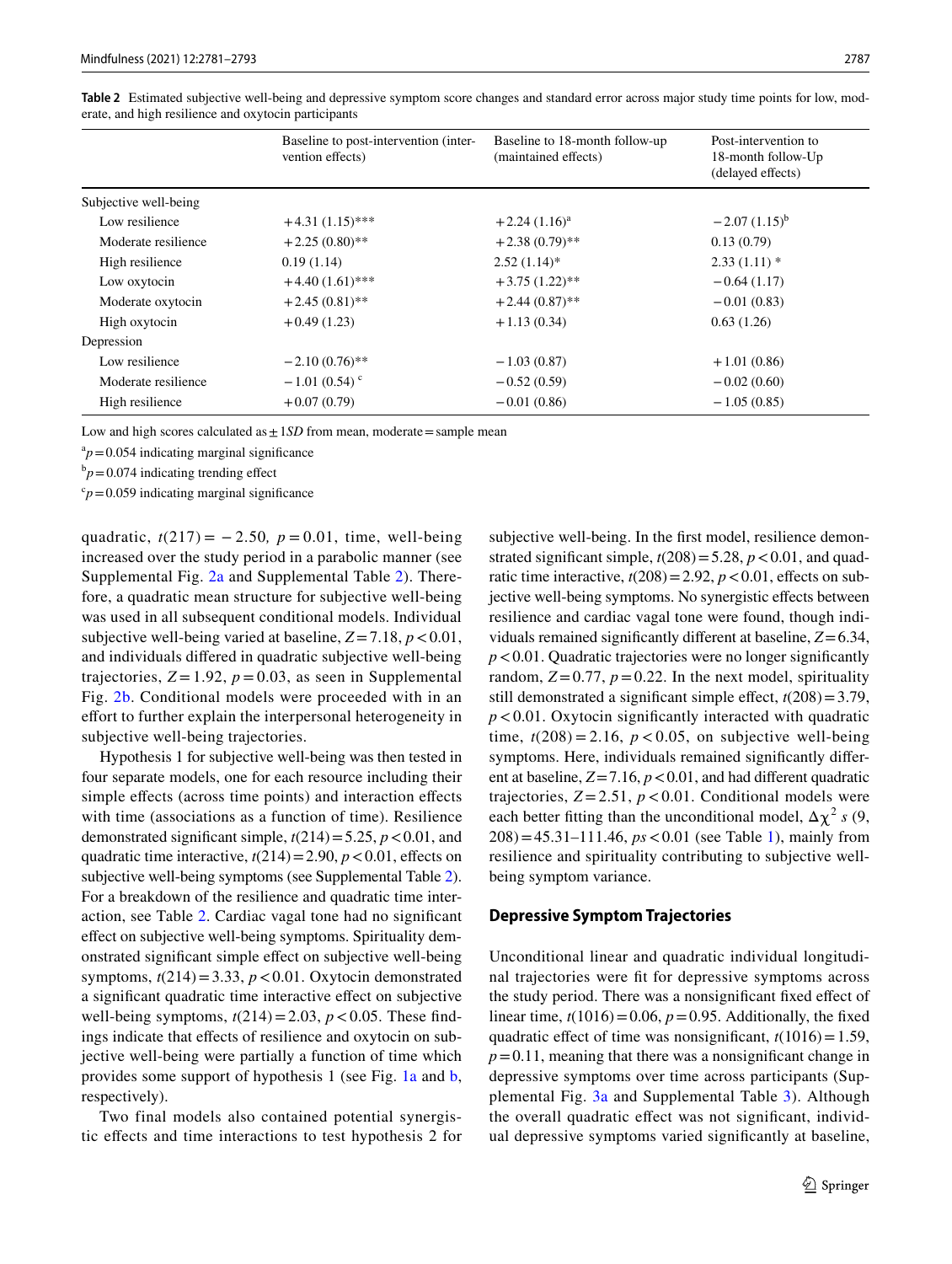**Table 2** Estimated subjective well-being and depressive symptom score changes and standard error across major study time points for low, moderate, and high resilience and oxytocin participants

| | Baseline to post-intervention (intervention effects) | Baseline to 18-month follow-up (maintained effects) | Post-intervention to 18-month follow-Up (delayed effects) |
|---|---|---|---|
| Subjective well-being | | | |
| Low resilience | +4.31 (1.15)*** | +2.24 (1.16)[a] | −2.07 (1.15)[b] |
| Moderate resilience | +2.25 (0.80)** | +2.38 (0.79)** | 0.13 (0.79) |
| High resilience | 0.19 (1.14) | 2.52 (1.14)* | 2.33 (1.11) * |
| Low oxytocin | +4.40 (1.61)*** | +3.75 (1.22)** | −0.64 (1.17) |
| Moderate oxytocin | +2.45 (0.81)** | +2.44 (0.87)** | −0.01 (0.83) |
| High oxytocin | +0.49 (1.23) | +1.13 (0.34) | 0.63 (1.26) |
| Depression | | | |
| Low resilience | −2.10 (0.76)** | −1.03 (0.87) | +1.01 (0.86) |
| Moderate resilience | −1.01 (0.54) [c] | −0.52 (0.59) | −0.02 (0.60) |
| High resilience | +0.07 (0.79) | −0.01 (0.86) | −1.05 (0.85) |

Low and high scores calculated as ±1*SD* from mean, moderate = sample mean

[a]$p = 0.054$ indicating marginal significance

[b]$p = 0.074$ indicating trending effect

[c]$p = 0.059$ indicating marginal significance

quadratic, $t(217) = -2.50$, $p = 0.01$, time, well-being increased over the study period in a parabolic manner (see Supplemental Fig. 2a and Supplemental Table 2). Therefore, a quadratic mean structure for subjective well-being was used in all subsequent conditional models. Individual subjective well-being varied at baseline, $Z = 7.18$, $p < 0.01$, and individuals differed in quadratic subjective well-being trajectories, $Z = 1.92$, $p = 0.03$, as seen in Supplemental Fig. 2b. Conditional models were proceeded with in an effort to further explain the interpersonal heterogeneity in subjective well-being trajectories.

Hypothesis 1 for subjective well-being was then tested in four separate models, one for each resource including their simple effects (across time points) and interaction effects with time (associations as a function of time). Resilience demonstrated significant simple, $t(214) = 5.25$, $p < 0.01$, and quadratic time interactive, $t(214) = 2.90$, $p < 0.01$, effects on subjective well-being symptoms (see Supplemental Table 2). For a breakdown of the resilience and quadratic time interaction, see Table 2. Cardiac vagal tone had no significant effect on subjective well-being symptoms. Spirituality demonstrated significant simple effect on subjective well-being symptoms, $t(214) = 3.33$, $p < 0.01$. Oxytocin demonstrated a significant quadratic time interactive effect on subjective well-being symptoms, $t(214) = 2.03$, $p < 0.05$. These findings indicate that effects of resilience and oxytocin on subjective well-being were partially a function of time which provides some support of hypothesis 1 (see Fig. 1a and b, respectively).

Two final models also contained potential synergistic effects and time interactions to test hypothesis 2 for subjective well-being. In the first model, resilience demonstrated significant simple, $t(208) = 5.28$, $p < 0.01$, and quadratic time interactive, $t(208) = 2.92$, $p < 0.01$, effects on subjective well-being symptoms. No synergistic effects between resilience and cardiac vagal tone were found, though individuals remained significantly different at baseline, $Z = 6.34$, $p < 0.01$. Quadratic trajectories were no longer significantly random, $Z = 0.77$, $p = 0.22$. In the next model, spirituality still demonstrated a significant simple effect, $t(208) = 3.79$, $p < 0.01$. Oxytocin significantly interacted with quadratic time, $t(208) = 2.16$, $p < 0.05$, on subjective well-being symptoms. Here, individuals remained significantly different at baseline, $Z = 7.16$, $p < 0.01$, and had different quadratic trajectories, $Z = 2.51$, $p < 0.01$. Conditional models were each better fitting than the unconditional model, $\Delta\chi^2$ *s* (9, 208) = 45.31–111.46, *ps* < 0.01 (see Table 1), mainly from resilience and spirituality contributing to subjective well-being symptom variance.

### Depressive Symptom Trajectories

Unconditional linear and quadratic individual longitudinal trajectories were fit for depressive symptoms across the study period. There was a nonsignificant fixed effect of linear time, $t(1016) = 0.06$, $p = 0.95$. Additionally, the fixed quadratic effect of time was nonsignificant, $t(1016) = 1.59$, $p = 0.11$, meaning that there was a nonsignificant change in depressive symptoms over time across participants (Supplemental Fig. 3a and Supplemental Table 3). Although the overall quadratic effect was not significant, individual depressive symptoms varied significantly at baseline,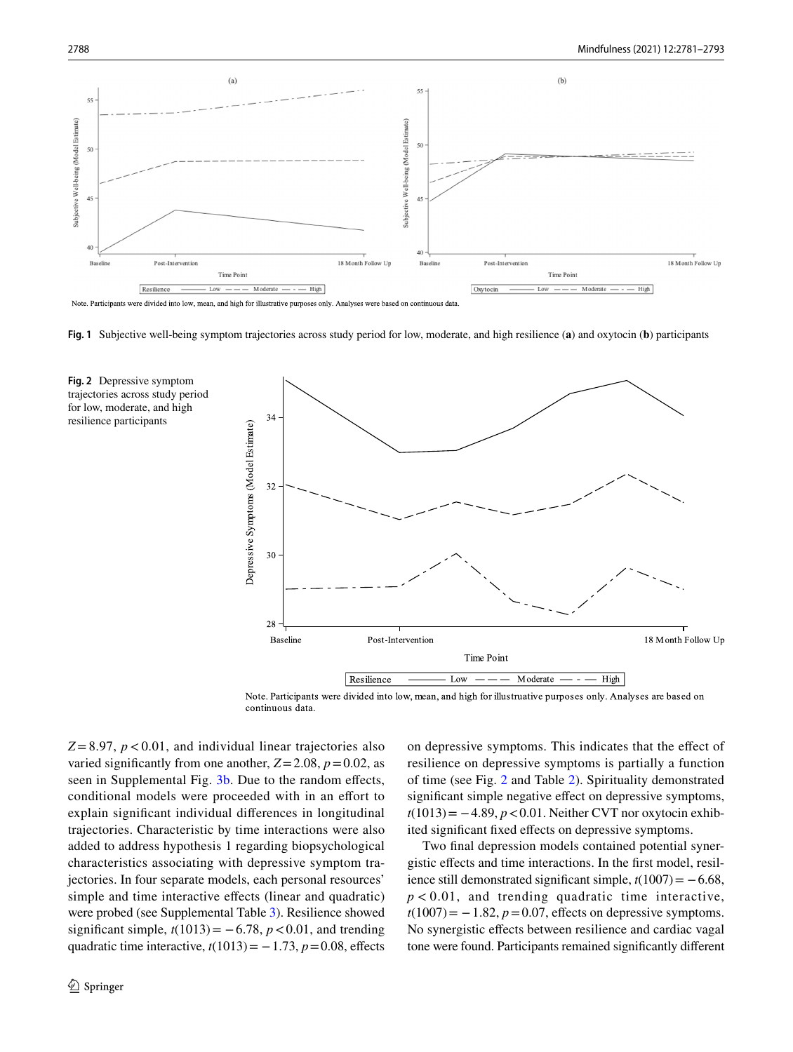Note. Participants were divided into low, mean, and high for illustrative purposes only. Analyses were based on continuous data.

**Fig. 1** Subjective well-being symptom trajectories across study period for low, moderate, and high resilience (**a**) and oxytocin (**b**) participants

Note. Participants were divided into low, mean, and high for illustruative purposes only. Analyses are based on continuous data.

**Fig. 2** Depressive symptom trajectories across study period for low, moderate, and high resilience participants

$Z = 8.97$, $p < 0.01$, and individual linear trajectories also varied significantly from one another, $Z = 2.08$, $p = 0.02$, as seen in Supplemental Fig. 3b. Due to the random effects, conditional models were proceeded with in an effort to explain significant individual differences in longitudinal trajectories. Characteristic by time interactions were also added to address hypothesis 1 regarding biopsychological characteristics associating with depressive symptom trajectories. In four separate models, each personal resources' simple and time interactive effects (linear and quadratic) were probed (see Supplemental Table 3). Resilience showed significant simple, $t(1013) = -6.78$, $p < 0.01$, and trending quadratic time interactive, $t(1013) = -1.73$, $p = 0.08$, effects on depressive symptoms. This indicates that the effect of resilience on depressive symptoms is partially a function of time (see Fig. 2 and Table 2). Spirituality demonstrated significant simple negative effect on depressive symptoms, $t(1013) = -4.89$, $p < 0.01$. Neither CVT nor oxytocin exhibited significant fixed effects on depressive symptoms.

Two final depression models contained potential synergistic effects and time interactions. In the first model, resilience still demonstrated significant simple, $t(1007) = -6.68$, $p < 0.01$, and trending quadratic time interactive, $t(1007) = -1.82$, $p = 0.07$, effects on depressive symptoms. No synergistic effects between resilience and cardiac vagal tone were found. Participants remained significantly different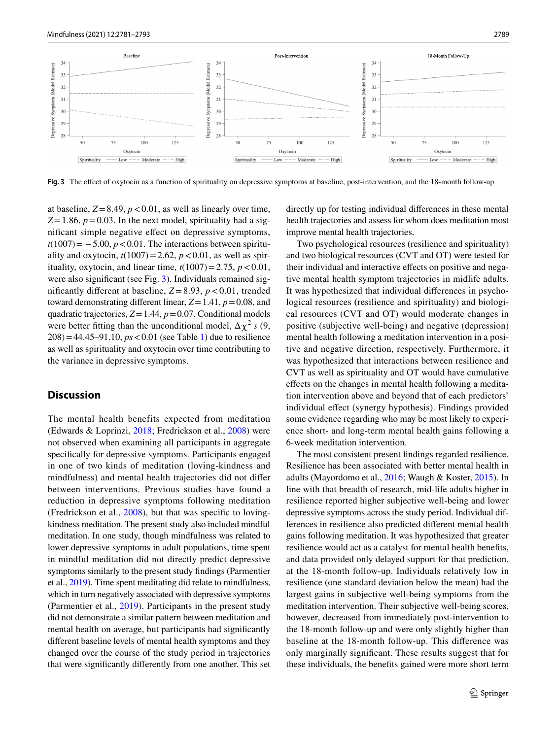**Fig. 3** The effect of oxytocin as a function of spirituality on depressive symptoms at baseline, post-intervention, and the 18-month follow-up

at baseline, $Z = 8.49$, $p < 0.01$, as well as linearly over time, $Z = 1.86$, $p = 0.03$. In the next model, spirituality had a significant simple negative effect on depressive symptoms, $t(1007) = -5.00$, $p < 0.01$. The interactions between spirituality and oxytocin, $t(1007) = 2.62$, $p < 0.01$, as well as spirituality, oxytocin, and linear time, $t(1007) = 2.75$, $p < 0.01$, were also significant (see Fig. 3). Individuals remained significantly different at baseline, $Z = 8.93$, $p < 0.01$, trended toward demonstrating different linear, $Z = 1.41$, $p = 0.08$, and quadratic trajectories, $Z = 1.44$, $p = 0.07$. Conditional models were better fitting than the unconditional model, $\Delta\chi^2$ *s* (9, 208) = 44.45–91.10, *ps* < 0.01 (see Table 1) due to resilience as well as spirituality and oxytocin over time contributing to the variance in depressive symptoms.

## Discussion

The mental health benefits expected from meditation (Edwards & Loprinzi, 2018; Fredrickson et al., 2008) were not observed when examining all participants in aggregate specifically for depressive symptoms. Participants engaged in one of two kinds of meditation (loving-kindness and mindfulness) and mental health trajectories did not differ between interventions. Previous studies have found a reduction in depressive symptoms following meditation (Fredrickson et al., 2008), but that was specific to loving-kindness meditation. The present study also included mindful meditation. In one study, though mindfulness was related to lower depressive symptoms in adult populations, time spent in mindful meditation did not directly predict depressive symptoms similarly to the present study findings (Parmentier et al., 2019). Time spent meditating did relate to mindfulness, which in turn negatively associated with depressive symptoms (Parmentier et al., 2019). Participants in the present study did not demonstrate a similar pattern between meditation and mental health on average, but participants had significantly different baseline levels of mental health symptoms and they changed over the course of the study period in trajectories that were significantly differently from one another. This set directly up for testing individual differences in these mental health trajectories and assess for whom does meditation most improve mental health trajectories.

Two psychological resources (resilience and spirituality) and two biological resources (CVT and OT) were tested for their individual and interactive effects on positive and negative mental health symptom trajectories in midlife adults. It was hypothesized that individual differences in psychological resources (resilience and spirituality) and biological resources (CVT and OT) would moderate changes in positive (subjective well-being) and negative (depression) mental health following a meditation intervention in a positive and negative direction, respectively. Furthermore, it was hypothesized that interactions between resilience and CVT as well as spirituality and OT would have cumulative effects on the changes in mental health following a meditation intervention above and beyond that of each predictors' individual effect (synergy hypothesis). Findings provided some evidence regarding who may be most likely to experience short- and long-term mental health gains following a 6-week meditation intervention.

The most consistent present findings regarded resilience. Resilience has been associated with better mental health in adults (Mayordomo et al., 2016; Waugh & Koster, 2015). In line with that breadth of research, mid-life adults higher in resilience reported higher subjective well-being and lower depressive symptoms across the study period. Individual differences in resilience also predicted different mental health gains following meditation. It was hypothesized that greater resilience would act as a catalyst for mental health benefits, and data provided only delayed support for that prediction, at the 18-month follow-up. Individuals relatively low in resilience (one standard deviation below the mean) had the largest gains in subjective well-being symptoms from the meditation intervention. Their subjective well-being scores, however, decreased from immediately post-intervention to the 18-month follow-up and were only slightly higher than baseline at the 18-month follow-up. This difference was only marginally significant. These results suggest that for these individuals, the benefits gained were more short term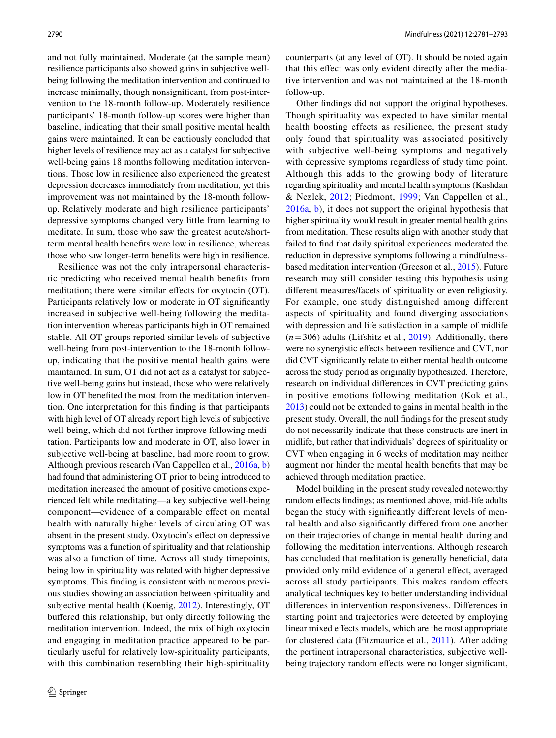and not fully maintained. Moderate (at the sample mean) resilience participants also showed gains in subjective well-being following the meditation intervention and continued to increase minimally, though nonsignificant, from post-intervention to the 18-month follow-up. Moderately resilience participants' 18-month follow-up scores were higher than baseline, indicating that their small positive mental health gains were maintained. It can be cautiously concluded that higher levels of resilience may act as a catalyst for subjective well-being gains 18 months following meditation interventions. Those low in resilience also experienced the greatest depression decreases immediately from meditation, yet this improvement was not maintained by the 18-month follow-up. Relatively moderate and high resilience participants' depressive symptoms changed very little from learning to meditate. In sum, those who saw the greatest acute/short-term mental health benefits were low in resilience, whereas those who saw longer-term benefits were high in resilience.

Resilience was not the only intrapersonal characteristic predicting who received mental health benefits from meditation; there were similar effects for oxytocin (OT). Participants relatively low or moderate in OT significantly increased in subjective well-being following the meditation intervention whereas participants high in OT remained stable. All OT groups reported similar levels of subjective well-being from post-intervention to the 18-month follow-up, indicating that the positive mental health gains were maintained. In sum, OT did not act as a catalyst for subjective well-being gains but instead, those who were relatively low in OT benefited the most from the meditation intervention. One interpretation for this finding is that participants with high level of OT already report high levels of subjective well-being, which did not further improve following meditation. Participants low and moderate in OT, also lower in subjective well-being at baseline, had more room to grow. Although previous research (Van Cappellen et al., 2016a, b) had found that administering OT prior to being introduced to meditation increased the amount of positive emotions experienced felt while meditating—a key subjective well-being component—evidence of a comparable effect on mental health with naturally higher levels of circulating OT was absent in the present study. Oxytocin's effect on depressive symptoms was a function of spirituality and that relationship was also a function of time. Across all study timepoints, being low in spirituality was related with higher depressive symptoms. This finding is consistent with numerous previous studies showing an association between spirituality and subjective mental health (Koenig, 2012). Interestingly, OT buffered this relationship, but only directly following the meditation intervention. Indeed, the mix of high oxytocin and engaging in meditation practice appeared to be particularly useful for relatively low-spirituality participants, with this combination resembling their high-spirituality counterparts (at any level of OT). It should be noted again that this effect was only evident directly after the meditative intervention and was not maintained at the 18-month follow-up.

Other findings did not support the original hypotheses. Though spirituality was expected to have similar mental health boosting effects as resilience, the present study only found that spirituality was associated positively with subjective well-being symptoms and negatively with depressive symptoms regardless of study time point. Although this adds to the growing body of literature regarding spirituality and mental health symptoms (Kashdan & Nezlek, 2012; Piedmont, 1999; Van Cappellen et al., 2016a, b), it does not support the original hypothesis that higher spirituality would result in greater mental health gains from meditation. These results align with another study that failed to find that daily spiritual experiences moderated the reduction in depressive symptoms following a mindfulness-based meditation intervention (Greeson et al., 2015). Future research may still consider testing this hypothesis using different measures/facets of spirituality or even religiosity. For example, one study distinguished among different aspects of spirituality and found diverging associations with depression and life satisfaction in a sample of midlife ($n = 306$) adults (Lifshitz et al., 2019). Additionally, there were no synergistic effects between resilience and CVT, nor did CVT significantly relate to either mental health outcome across the study period as originally hypothesized. Therefore, research on individual differences in CVT predicting gains in positive emotions following meditation (Kok et al., 2013) could not be extended to gains in mental health in the present study. Overall, the null findings for the present study do not necessarily indicate that these constructs are inert in midlife, but rather that individuals' degrees of spirituality or CVT when engaging in 6 weeks of meditation may neither augment nor hinder the mental health benefits that may be achieved through meditation practice.

Model building in the present study revealed noteworthy random effects findings; as mentioned above, mid-life adults began the study with significantly different levels of mental health and also significantly differed from one another on their trajectories of change in mental health during and following the meditation interventions. Although research has concluded that meditation is generally beneficial, data provided only mild evidence of a general effect, averaged across all study participants. This makes random effects analytical techniques key to better understanding individual differences in intervention responsiveness. Differences in starting point and trajectories were detected by employing linear mixed effects models, which are the most appropriate for clustered data (Fitzmaurice et al., 2011). After adding the pertinent intrapersonal characteristics, subjective well-being trajectory random effects were no longer significant,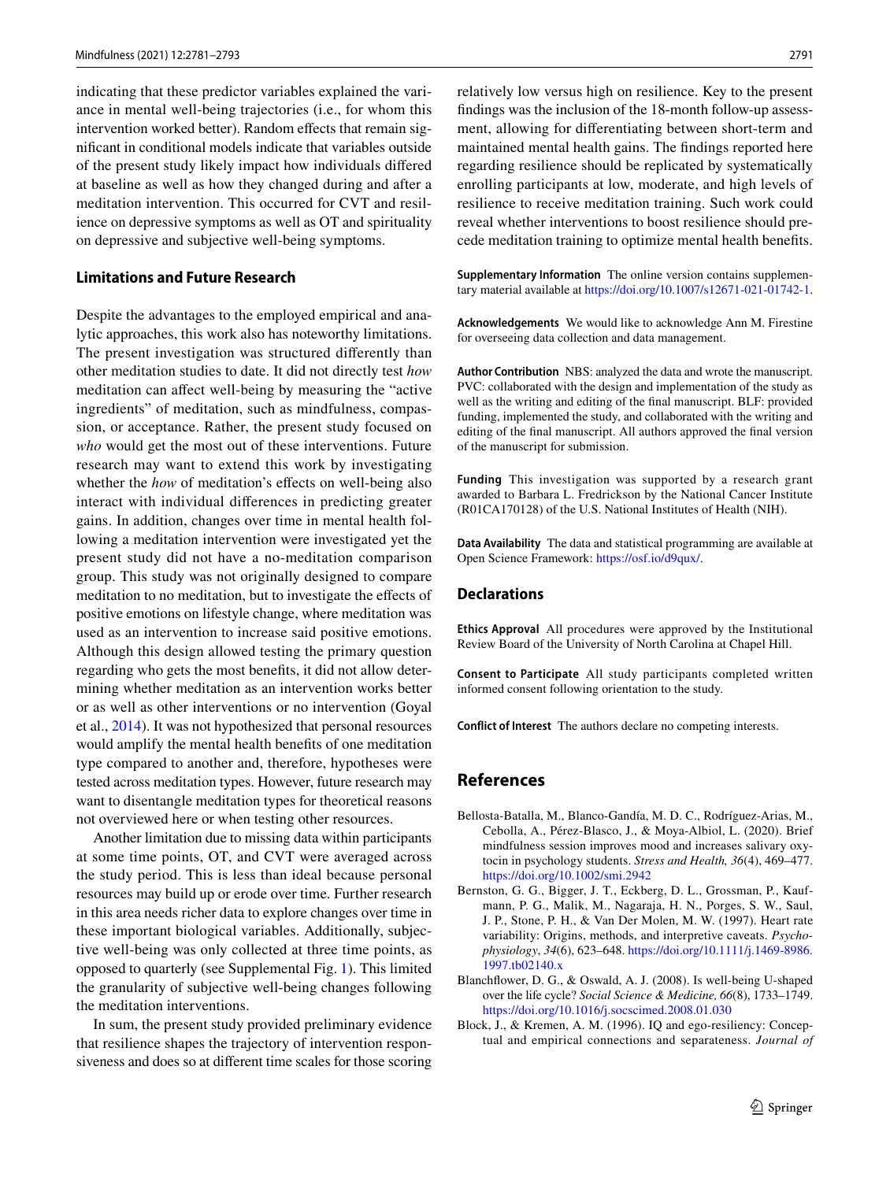indicating that these predictor variables explained the variance in mental well-being trajectories (i.e., for whom this intervention worked better). Random effects that remain significant in conditional models indicate that variables outside of the present study likely impact how individuals differed at baseline as well as how they changed during and after a meditation intervention. This occurred for CVT and resilience on depressive symptoms as well as OT and spirituality on depressive and subjective well-being symptoms.

### Limitations and Future Research

Despite the advantages to the employed empirical and analytic approaches, this work also has noteworthy limitations. The present investigation was structured differently than other meditation studies to date. It did not directly test *how* meditation can affect well-being by measuring the "active ingredients" of meditation, such as mindfulness, compassion, or acceptance. Rather, the present study focused on *who* would get the most out of these interventions. Future research may want to extend this work by investigating whether the *how* of meditation's effects on well-being also interact with individual differences in predicting greater gains. In addition, changes over time in mental health following a meditation intervention were investigated yet the present study did not have a no-meditation comparison group. This study was not originally designed to compare meditation to no meditation, but to investigate the effects of positive emotions on lifestyle change, where meditation was used as an intervention to increase said positive emotions. Although this design allowed testing the primary question regarding who gets the most benefits, it did not allow determining whether meditation as an intervention works better or as well as other interventions or no intervention (Goyal et al., 2014). It was not hypothesized that personal resources would amplify the mental health benefits of one meditation type compared to another and, therefore, hypotheses were tested across meditation types. However, future research may want to disentangle meditation types for theoretical reasons not overviewed here or when testing other resources.

Another limitation due to missing data within participants at some time points, OT, and CVT were averaged across the study period. This is less than ideal because personal resources may build up or erode over time. Further research in this area needs richer data to explore changes over time in these important biological variables. Additionally, subjective well-being was only collected at three time points, as opposed to quarterly (see Supplemental Fig. 1). This limited the granularity of subjective well-being changes following the meditation interventions.

In sum, the present study provided preliminary evidence that resilience shapes the trajectory of intervention responsiveness and does so at different time scales for those scoring relatively low versus high on resilience. Key to the present findings was the inclusion of the 18-month follow-up assessment, allowing for differentiating between short-term and maintained mental health gains. The findings reported here regarding resilience should be replicated by systematically enrolling participants at low, moderate, and high levels of resilience to receive meditation training. Such work could reveal whether interventions to boost resilience should precede meditation training to optimize mental health benefits.

**Supplementary Information** The online version contains supplementary material available at https://doi.org/10.1007/s12671-021-01742-1.

**Acknowledgements** We would like to acknowledge Ann M. Firestine for overseeing data collection and data management.

**Author Contribution** NBS: analyzed the data and wrote the manuscript. PVC: collaborated with the design and implementation of the study as well as the writing and editing of the final manuscript. BLF: provided funding, implemented the study, and collaborated with the writing and editing of the final manuscript. All authors approved the final version of the manuscript for submission.

**Funding** This investigation was supported by a research grant awarded to Barbara L. Fredrickson by the National Cancer Institute (R01CA170128) of the U.S. National Institutes of Health (NIH).

**Data Availability** The data and statistical programming are available at Open Science Framework: https://osf.io/d9qux/.

## Declarations

**Ethics Approval** All procedures were approved by the Institutional Review Board of the University of North Carolina at Chapel Hill.

**Consent to Participate** All study participants completed written informed consent following orientation to the study.

**Conflict of Interest** The authors declare no competing interests.

## References

Bellosta-Batalla, M., Blanco-Gandía, M. D. C., Rodríguez-Arias, M., Cebolla, A., Pérez-Blasco, J., & Moya-Albiol, L. (2020). Brief mindfulness session improves mood and increases salivary oxytocin in psychology students. *Stress and Health, 36*(4), 469–477. https://doi.org/10.1002/smi.2942

Bernston, G. G., Bigger, J. T., Eckberg, D. L., Grossman, P., Kaufmann, P. G., Malik, M., Nagaraja, H. N., Porges, S. W., Saul, J. P., Stone, P. H., & Van Der Molen, M. W. (1997). Heart rate variability: Origins, methods, and interpretive caveats. *Psychophysiology*, *34*(6), 623–648. https://doi.org/10.1111/j.1469-8986.1997.tb02140.x

Blanchflower, D. G., & Oswald, A. J. (2008). Is well-being U-shaped over the life cycle? *Social Science & Medicine, 66*(8), 1733–1749. https://doi.org/10.1016/j.socscimed.2008.01.030

Block, J., & Kremen, A. M. (1996). IQ and ego-resiliency: Conceptual and empirical connections and separateness. *Journal of*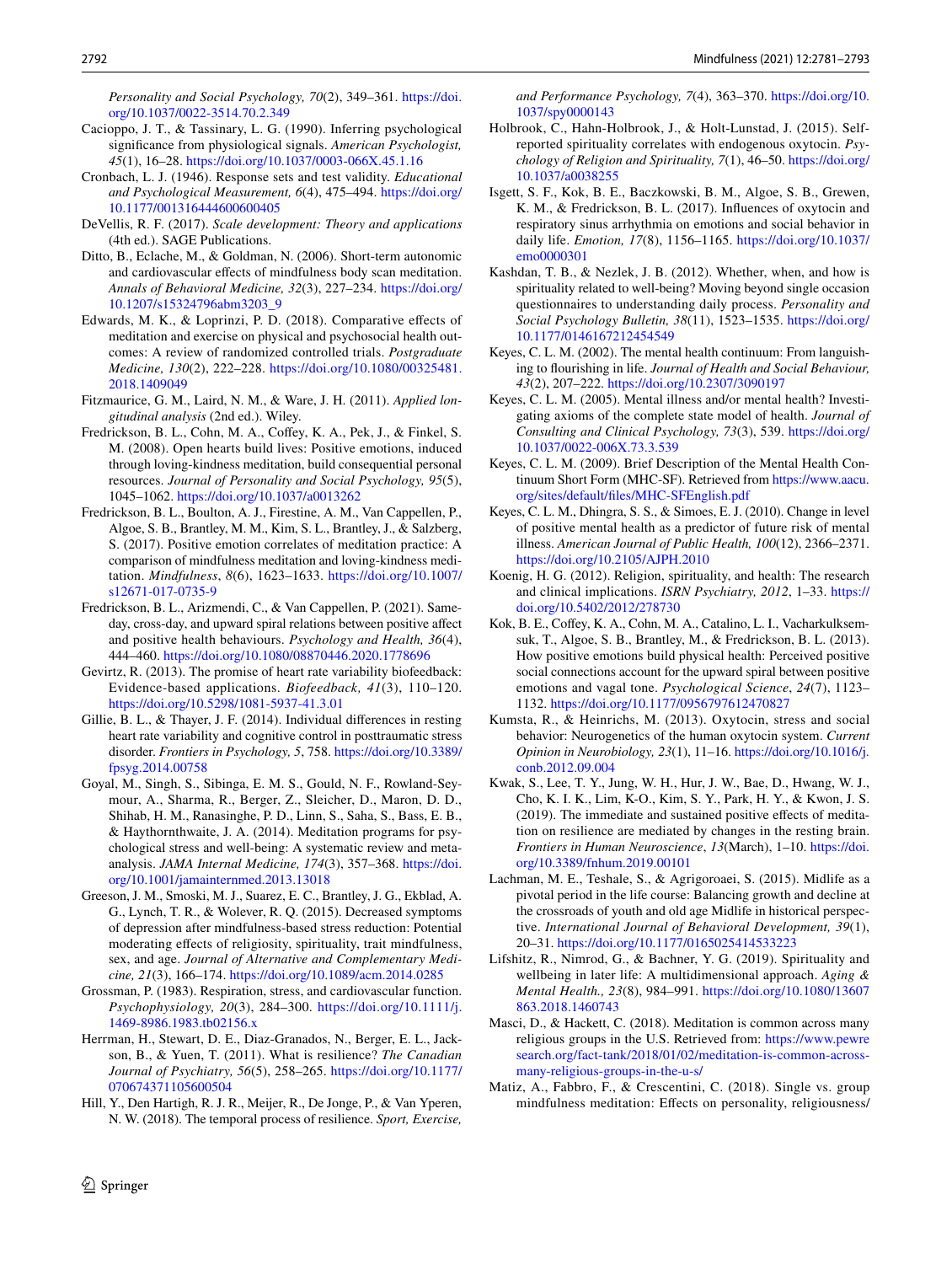*Personality and Social Psychology, 70*(2), 349–361. https://doi.org/10.1037/0022-3514.70.2.349

Cacioppo, J. T., & Tassinary, L. G. (1990). Inferring psychological significance from physiological signals. *American Psychologist, 45*(1), 16–28. https://doi.org/10.1037/0003-066X.45.1.16

Cronbach, L. J. (1946). Response sets and test validity. *Educational and Psychological Measurement, 6*(4), 475–494. https://doi.org/10.1177/001316444600600405

DeVellis, R. F. (2017). *Scale development: Theory and applications* (4th ed.). SAGE Publications.

Ditto, B., Eclache, M., & Goldman, N. (2006). Short-term autonomic and cardiovascular effects of mindfulness body scan meditation. *Annals of Behavioral Medicine, 32*(3), 227–234. https://doi.org/10.1207/s15324796abm3203_9

Edwards, M. K., & Loprinzi, P. D. (2018). Comparative effects of meditation and exercise on physical and psychosocial health outcomes: A review of randomized controlled trials. *Postgraduate Medicine, 130*(2), 222–228. https://doi.org/10.1080/00325481.2018.1409049

Fitzmaurice, G. M., Laird, N. M., & Ware, J. H. (2011). *Applied longitudinal analysis* (2nd ed.). Wiley.

Fredrickson, B. L., Cohn, M. A., Coffey, K. A., Pek, J., & Finkel, S. M. (2008). Open hearts build lives: Positive emotions, induced through loving-kindness meditation, build consequential personal resources. *Journal of Personality and Social Psychology, 95*(5), 1045–1062. https://doi.org/10.1037/a0013262

Fredrickson, B. L., Boulton, A. J., Firestine, A. M., Van Cappellen, P., Algoe, S. B., Brantley, M. M., Kim, S. L., Brantley, J., & Salzberg, S. (2017). Positive emotion correlates of meditation practice: A comparison of mindfulness meditation and loving-kindness meditation. *Mindfulness, 8*(6), 1623–1633. https://doi.org/10.1007/s12671-017-0735-9

Fredrickson, B. L., Arizmendi, C., & Van Cappellen, P. (2021). Same-day, cross-day, and upward spiral relations between positive affect and positive health behaviours. *Psychology and Health, 36*(4), 444–460. https://doi.org/10.1080/08870446.2020.1778696

Gevirtz, R. (2013). The promise of heart rate variability biofeedback: Evidence-based applications. *Biofeedback, 41*(3), 110–120. https://doi.org/10.5298/1081-5937-41.3.01

Gillie, B. L., & Thayer, J. F. (2014). Individual differences in resting heart rate variability and cognitive control in posttraumatic stress disorder. *Frontiers in Psychology, 5*, 758. https://doi.org/10.3389/fpsyg.2014.00758

Goyal, M., Singh, S., Sibinga, E. M. S., Gould, N. F., Rowland-Seymour, A., Sharma, R., Berger, Z., Sleicher, D., Maron, D. D., Shihab, H. M., Ranasinghe, P. D., Linn, S., Saha, S., Bass, E. B., & Haythornthwaite, J. A. (2014). Meditation programs for psychological stress and well-being: A systematic review and meta-analysis. *JAMA Internal Medicine, 174*(3), 357–368. https://doi.org/10.1001/jamainternmed.2013.13018

Greeson, J. M., Smoski, M. J., Suarez, E. C., Brantley, J. G., Ekblad, A. G., Lynch, T. R., & Wolever, R. Q. (2015). Decreased symptoms of depression after mindfulness-based stress reduction: Potential moderating effects of religiosity, spirituality, trait mindfulness, sex, and age. *Journal of Alternative and Complementary Medicine, 21*(3), 166–174. https://doi.org/10.1089/acm.2014.0285

Grossman, P. (1983). Respiration, stress, and cardiovascular function. *Psychophysiology, 20*(3), 284–300. https://doi.org/10.1111/j.1469-8986.1983.tb02156.x

Herrman, H., Stewart, D. E., Diaz-Granados, N., Berger, E. L., Jackson, B., & Yuen, T. (2011). What is resilience? *The Canadian Journal of Psychiatry, 56*(5), 258–265. https://doi.org/10.1177/070674371105600504

Hill, Y., Den Hartigh, R. J. R., Meijer, R., De Jonge, P., & Van Yperen, N. W. (2018). The temporal process of resilience. *Sport, Exercise, and Performance Psychology, 7*(4), 363–370. https://doi.org/10.1037/spy0000143

Holbrook, C., Hahn-Holbrook, J., & Holt-Lunstad, J. (2015). Self-reported spirituality correlates with endogenous oxytocin. *Psychology of Religion and Spirituality, 7*(1), 46–50. https://doi.org/10.1037/a0038255

Isgett, S. F., Kok, B. E., Baczkowski, B. M., Algoe, S. B., Grewen, K. M., & Fredrickson, B. L. (2017). Influences of oxytocin and respiratory sinus arrhythmia on emotions and social behavior in daily life. *Emotion, 17*(8), 1156–1165. https://doi.org/10.1037/emo0000301

Kashdan, T. B., & Nezlek, J. B. (2012). Whether, when, and how is spirituality related to well-being? Moving beyond single occasion questionnaires to understanding daily process. *Personality and Social Psychology Bulletin, 38*(11), 1523–1535. https://doi.org/10.1177/0146167212454549

Keyes, C. L. M. (2002). The mental health continuum: From languishing to flourishing in life. *Journal of Health and Social Behaviour, 43*(2), 207–222. https://doi.org/10.2307/3090197

Keyes, C. L. M. (2005). Mental illness and/or mental health? Investigating axioms of the complete state model of health. *Journal of Consulting and Clinical Psychology, 73*(3), 539. https://doi.org/10.1037/0022-006X.73.3.539

Keyes, C. L. M. (2009). Brief Description of the Mental Health Continuum Short Form (MHC-SF). Retrieved from https://www.aacu.org/sites/default/files/MHC-SFEnglish.pdf

Keyes, C. L. M., Dhingra, S. S., & Simoes, E. J. (2010). Change in level of positive mental health as a predictor of future risk of mental illness. *American Journal of Public Health, 100*(12), 2366–2371. https://doi.org/10.2105/AJPH.2010

Koenig, H. G. (2012). Religion, spirituality, and health: The research and clinical implications. *ISRN Psychiatry, 2012*, 1–33. https://doi.org/10.5402/2012/278730

Kok, B. E., Coffey, K. A., Cohn, M. A., Catalino, L. I., Vacharkulksemsuk, T., Algoe, S. B., Brantley, M., & Fredrickson, B. L. (2013). How positive emotions build physical health: Perceived positive social connections account for the upward spiral between positive emotions and vagal tone. *Psychological Science, 24*(7), 1123–1132. https://doi.org/10.1177/0956797612470827

Kumsta, R., & Heinrichs, M. (2013). Oxytocin, stress and social behavior: Neurogenetics of the human oxytocin system. *Current Opinion in Neurobiology, 23*(1), 11–16. https://doi.org/10.1016/j.conb.2012.09.004

Kwak, S., Lee, T. Y., Jung, W. H., Hur, J. W., Bae, D., Hwang, W. J., Cho, K. I. K., Lim, K-O., Kim, S. Y., Park, H. Y., & Kwon, J. S. (2019). The immediate and sustained positive effects of meditation on resilience are mediated by changes in the resting brain. *Frontiers in Human Neuroscience*, *13*(March), 1–10. https://doi.org/10.3389/fnhum.2019.00101

Lachman, M. E., Teshale, S., & Agrigoroaei, S. (2015). Midlife as a pivotal period in the life course: Balancing growth and decline at the crossroads of youth and old age Midlife in historical perspective. *International Journal of Behavioral Development, 39*(1), 20–31. https://doi.org/10.1177/0165025414533223

Lifshitz, R., Nimrod, G., & Bachner, Y. G. (2019). Spirituality and wellbeing in later life: A multidimensional approach. *Aging & Mental Health., 23*(8), 984–991. https://doi.org/10.1080/13607863.2018.1460743

Masci, D., & Hackett, C. (2018). Meditation is common across many religious groups in the U.S. Retrieved from: https://www.pewresearch.org/fact-tank/2018/01/02/meditation-is-common-across-many-religious-groups-in-the-u-s/

Matiz, A., Fabbro, F., & Crescentini, C. (2018). Single vs. group mindfulness meditation: Effects on personality, religiousness/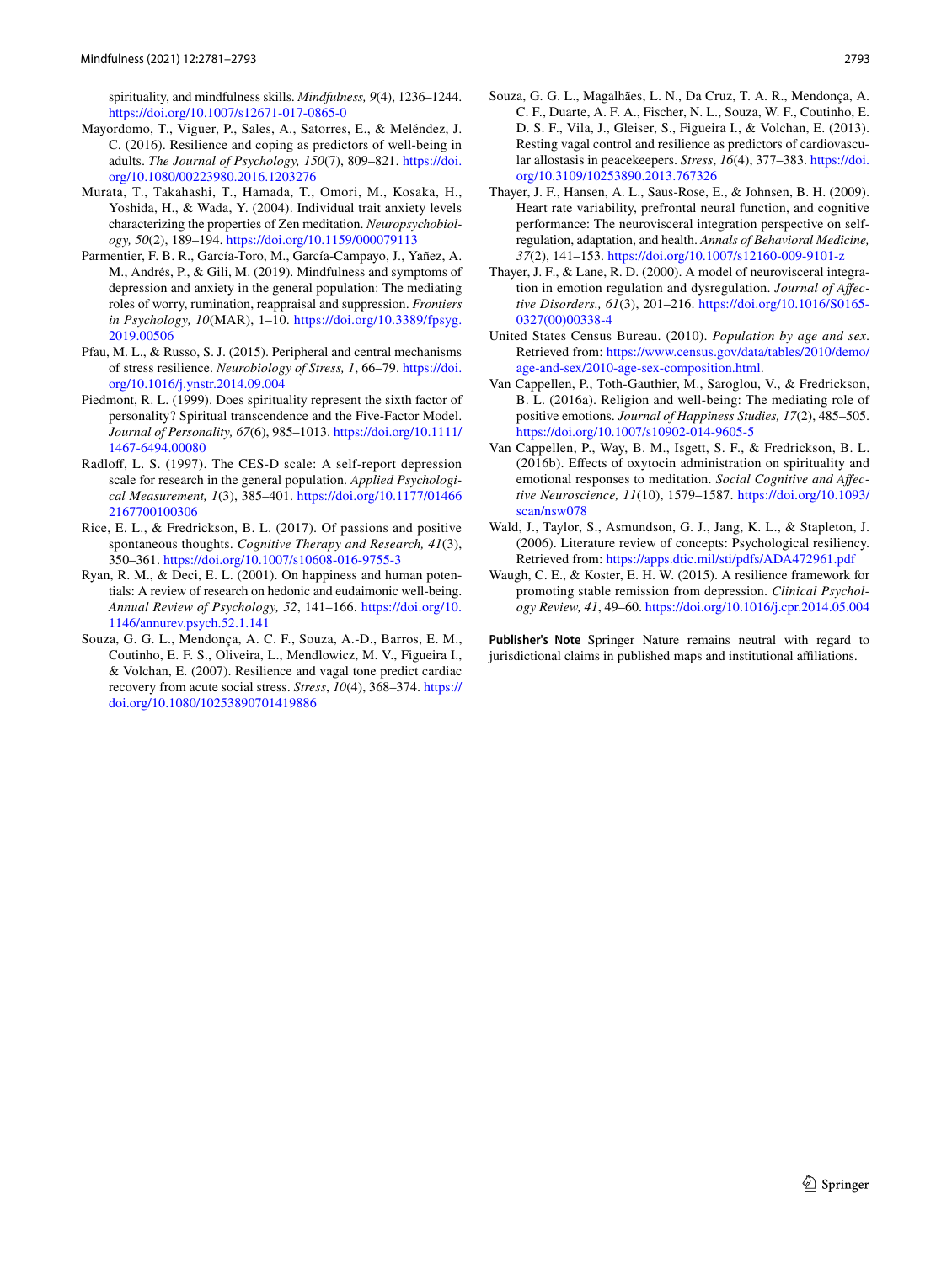spirituality, and mindfulness skills. *Mindfulness, 9*(4), 1236–1244. https://doi.org/10.1007/s12671-017-0865-0

Mayordomo, T., Viguer, P., Sales, A., Satorres, E., & Meléndez, J. C. (2016). Resilience and coping as predictors of well-being in adults. *The Journal of Psychology, 150*(7), 809–821. https://doi.org/10.1080/00223980.2016.1203276

Murata, T., Takahashi, T., Hamada, T., Omori, M., Kosaka, H., Yoshida, H., & Wada, Y. (2004). Individual trait anxiety levels characterizing the properties of Zen meditation. *Neuropsychobiology, 50*(2), 189–194. https://doi.org/10.1159/000079113

Parmentier, F. B. R., García-Toro, M., García-Campayo, J., Yañez, A. M., Andrés, P., & Gili, M. (2019). Mindfulness and symptoms of depression and anxiety in the general population: The mediating roles of worry, rumination, reappraisal and suppression. *Frontiers in Psychology, 10*(MAR), 1–10. https://doi.org/10.3389/fpsyg.2019.00506

Pfau, M. L., & Russo, S. J. (2015). Peripheral and central mechanisms of stress resilience. *Neurobiology of Stress, 1*, 66–79. https://doi.org/10.1016/j.ynstr.2014.09.004

Piedmont, R. L. (1999). Does spirituality represent the sixth factor of personality? Spiritual transcendence and the Five-Factor Model. *Journal of Personality, 67*(6), 985–1013. https://doi.org/10.1111/1467-6494.00080

Radloff, L. S. (1997). The CES-D scale: A self-report depression scale for research in the general population. *Applied Psychological Measurement, 1*(3), 385–401. https://doi.org/10.1177/014662167700100306

Rice, E. L., & Fredrickson, B. L. (2017). Of passions and positive spontaneous thoughts. *Cognitive Therapy and Research, 41*(3), 350–361. https://doi.org/10.1007/s10608-016-9755-3

Ryan, R. M., & Deci, E. L. (2001). On happiness and human potentials: A review of research on hedonic and eudaimonic well-being. *Annual Review of Psychology, 52*, 141–166. https://doi.org/10.1146/annurev.psych.52.1.141

Souza, G. G. L., Mendonça, A. C. F., Souza, A.-D., Barros, E. M., Coutinho, E. F. S., Oliveira, L., Mendlowicz, M. V., Figueira I., & Volchan, E. (2007). Resilience and vagal tone predict cardiac recovery from acute social stress. *Stress*, *10*(4), 368–374. https://doi.org/10.1080/10253890701419886

Souza, G. G. L., Magalhães, L. N., Da Cruz, T. A. R., Mendonça, A. C. F., Duarte, A. F. A., Fischer, N. L., Souza, W. F., Coutinho, E. D. S. F., Vila, J., Gleiser, S., Figueira I., & Volchan, E. (2013). Resting vagal control and resilience as predictors of cardiovascular allostasis in peacekeepers. *Stress*, *16*(4), 377–383. https://doi.org/10.3109/10253890.2013.767326

Thayer, J. F., Hansen, A. L., Saus-Rose, E., & Johnsen, B. H. (2009). Heart rate variability, prefrontal neural function, and cognitive performance: The neurovisceral integration perspective on self-regulation, adaptation, and health. *Annals of Behavioral Medicine, 37*(2), 141–153. https://doi.org/10.1007/s12160-009-9101-z

Thayer, J. F., & Lane, R. D. (2000). A model of neurovisceral integration in emotion regulation and dysregulation. *Journal of Affective Disorders., 61*(3), 201–216. https://doi.org/10.1016/S0165-0327(00)00338-4

United States Census Bureau. (2010). *Population by age and sex*. Retrieved from: https://www.census.gov/data/tables/2010/demo/age-and-sex/2010-age-sex-composition.html.

Van Cappellen, P., Toth-Gauthier, M., Saroglou, V., & Fredrickson, B. L. (2016a). Religion and well-being: The mediating role of positive emotions. *Journal of Happiness Studies, 17*(2), 485–505. https://doi.org/10.1007/s10902-014-9605-5

Van Cappellen, P., Way, B. M., Isgett, S. F., & Fredrickson, B. L. (2016b). Effects of oxytocin administration on spirituality and emotional responses to meditation. *Social Cognitive and Affective Neuroscience, 11*(10), 1579–1587. https://doi.org/10.1093/scan/nsw078

Wald, J., Taylor, S., Asmundson, G. J., Jang, K. L., & Stapleton, J. (2006). Literature review of concepts: Psychological resiliency. Retrieved from: https://apps.dtic.mil/sti/pdfs/ADA472961.pdf

Waugh, C. E., & Koster, E. H. W. (2015). A resilience framework for promoting stable remission from depression. *Clinical Psychology Review, 41*, 49–60. https://doi.org/10.1016/j.cpr.2014.05.004

**Publisher's Note** Springer Nature remains neutral with regard to jurisdictional claims in published maps and institutional affiliations.